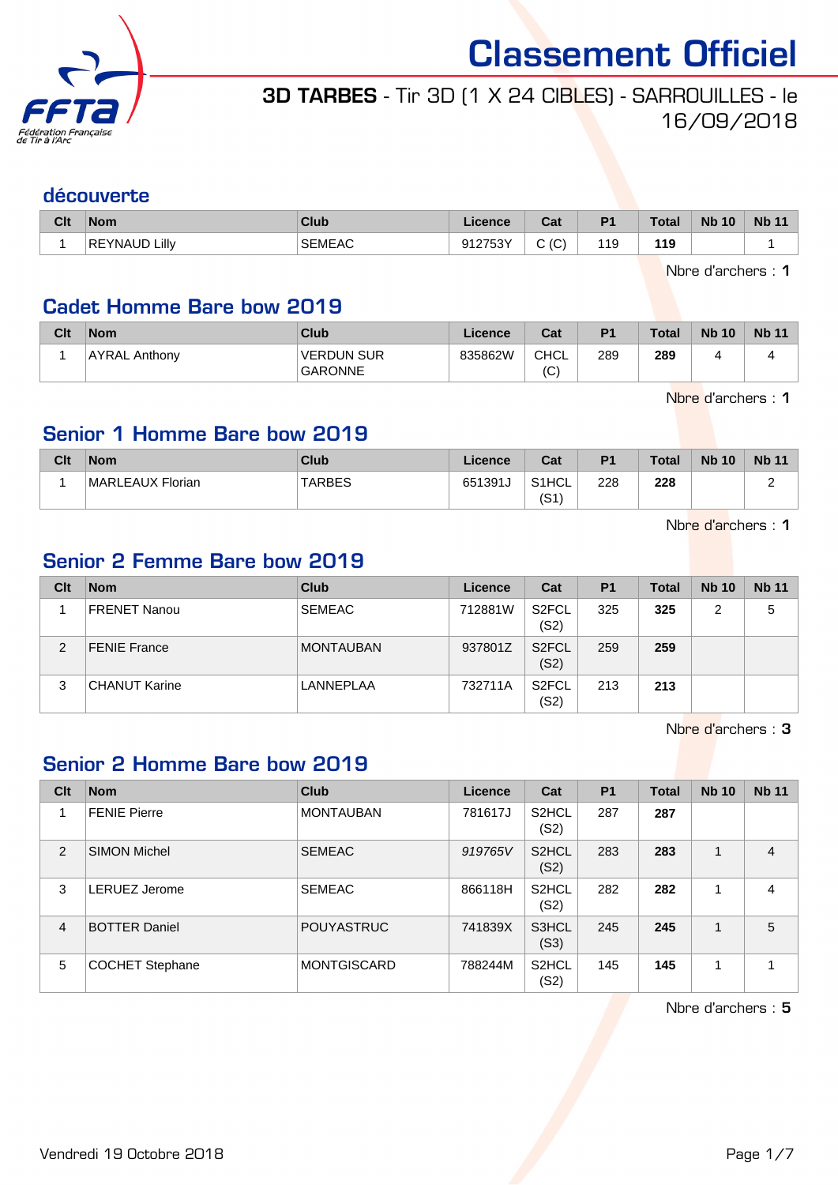# Classement Officiel

## 3D TARBES - Tir 3D (1 X 24 CIBLES) - SARROUILLES - le 16/09/2018

### découverte

| Clt | Nom | Club | Licence | Cat | P1 | Total | Nb 10 | Nb 11 |
|---|---|---|---|---|---|---|---|---|
| 1 | REYNAUD Lilly | SEMEAC | 912753Y | C (C) | 119 | **119** | | 1 |

Nbre d'archers : **1**

### Cadet Homme Bare bow 2019

| Clt | Nom | Club | Licence | Cat | P1 | Total | Nb 10 | Nb 11 |
|---|---|---|---|---|---|---|---|---|
| 1 | AYRAL Anthony | VERDUN SUR GARONNE | 835862W | CHCL (C) | 289 | **289** | 4 | 4 |

Nbre d'archers : **1**

### Senior 1 Homme Bare bow 2019

| Clt | Nom | Club | Licence | Cat | P1 | Total | Nb 10 | Nb 11 |
|---|---|---|---|---|---|---|---|---|
| 1 | MARLEAUX Florian | TARBES | 651391J | S1HCL (S1) | 228 | **228** | | 2 |

Nbre d'archers : **1**

### Senior 2 Femme Bare bow 2019

| Clt | Nom | Club | Licence | Cat | P1 | Total | Nb 10 | Nb 11 |
|---|---|---|---|---|---|---|---|---|
| 1 | FRENET Nanou | SEMEAC | 712881W | S2FCL (S2) | 325 | **325** | 2 | 5 |
| 2 | FENIE France | MONTAUBAN | 937801Z | S2FCL (S2) | 259 | **259** | | |
| 3 | CHANUT Karine | LANNEPLAA | 732711A | S2FCL (S2) | 213 | **213** | | |

Nbre d'archers : **3**

### Senior 2 Homme Bare bow 2019

| Clt | Nom | Club | Licence | Cat | P1 | Total | Nb 10 | Nb 11 |
|---|---|---|---|---|---|---|---|---|
| 1 | FENIE Pierre | MONTAUBAN | 781617J | S2HCL (S2) | 287 | **287** | | |
| 2 | SIMON Michel | SEMEAC | *919765V* | S2HCL (S2) | 283 | **283** | 1 | 4 |
| 3 | LERUEZ Jerome | SEMEAC | 866118H | S2HCL (S2) | 282 | **282** | 1 | 4 |
| 4 | BOTTER Daniel | POUYASTRUC | 741839X | S3HCL (S3) | 245 | **245** | 1 | 5 |
| 5 | COCHET Stephane | MONTGISCARD | 788244M | S2HCL (S2) | 145 | **145** | 1 | 1 |

Nbre d'archers : **5**

Vendredi 19 Octobre 2018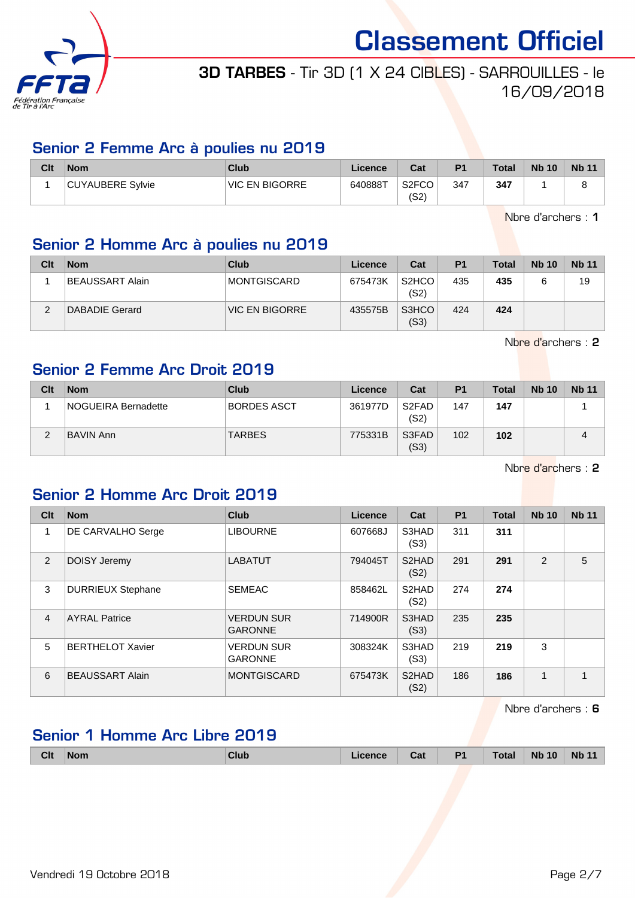# Classement Officiel

**3D TARBES** - Tir 3D (1 X 24 CIBLES) - SARROUILLES - le 16/09/2018

## Senior 2 Femme Arc à poulies nu 2019

| Clt | Nom | Club | Licence | Cat | P1 | Total | Nb 10 | Nb 11 |
|---|---|---|---|---|---|---|---|---|
| 1 | CUYAUBERE Sylvie | VIC EN BIGORRE | 640888T | S2FCO (S2) | 347 | **347** | 1 | 8 |

Nbre d'archers : **1**

## Senior 2 Homme Arc à poulies nu 2019

| Clt | Nom | Club | Licence | Cat | P1 | Total | Nb 10 | Nb 11 |
|---|---|---|---|---|---|---|---|---|
| 1 | BEAUSSART Alain | MONTGISCARD | 675473K | S2HCO (S2) | 435 | **435** | 6 | 19 |
| 2 | DABADIE Gerard | VIC EN BIGORRE | 435575B | S3HCO (S3) | 424 | **424** | | |

Nbre d'archers : **2**

## Senior 2 Femme Arc Droit 2019

| Clt | Nom | Club | Licence | Cat | P1 | Total | Nb 10 | Nb 11 |
|---|---|---|---|---|---|---|---|---|
| 1 | NOGUEIRA Bernadette | BORDES ASCT | 361977D | S2FAD (S2) | 147 | **147** | | 1 |
| 2 | BAVIN Ann | TARBES | 775331B | S3FAD (S3) | 102 | **102** | | 4 |

Nbre d'archers : **2**

## Senior 2 Homme Arc Droit 2019

| Clt | Nom | Club | Licence | Cat | P1 | Total | Nb 10 | Nb 11 |
|---|---|---|---|---|---|---|---|---|
| 1 | DE CARVALHO Serge | LIBOURNE | 607668J | S3HAD (S3) | 311 | **311** | | |
| 2 | DOISY Jeremy | LABATUT | 794045T | S2HAD (S2) | 291 | **291** | 2 | 5 |
| 3 | DURRIEUX Stephane | SEMEAC | 858462L | S2HAD (S2) | 274 | **274** | | |
| 4 | AYRAL Patrice | VERDUN SUR GARONNE | 714900R | S3HAD (S3) | 235 | **235** | | |
| 5 | BERTHELOT Xavier | VERDUN SUR GARONNE | 308324K | S3HAD (S3) | 219 | **219** | 3 | |
| 6 | BEAUSSART Alain | MONTGISCARD | 675473K | S2HAD (S2) | 186 | **186** | 1 | 1 |

Nbre d'archers : **6**

## Senior 1 Homme Arc Libre 2019

| Clt | Nom | Club | Licence | Cat | P1 | Total | Nb 10 | Nb 11 |
|---|---|---|---|---|---|---|---|---|

Vendredi 19 Octobre 2018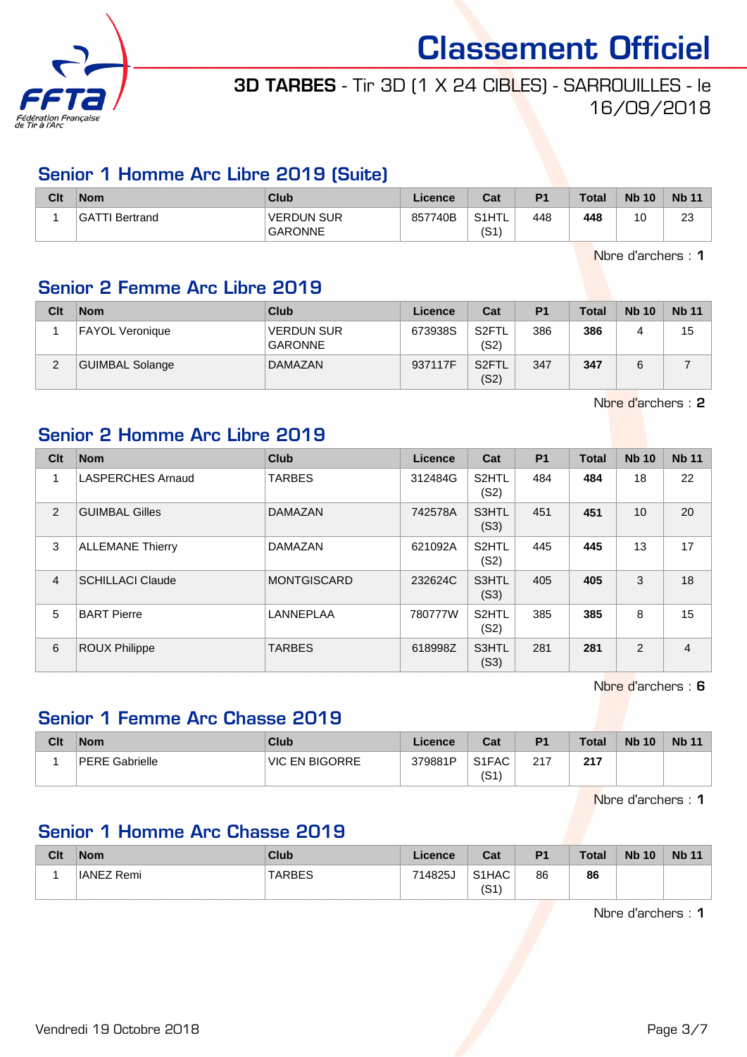# Classement Officiel

**3D TARBES** - Tir 3D (1 X 24 CIBLES) - SARROUILLES - le 16/09/2018

## Senior 1 Homme Arc Libre 2019 (Suite)

| Clt | Nom | Club | Licence | Cat | P1 | Total | Nb 10 | Nb 11 |
|---|---|---|---|---|---|---|---|---|
| 1 | GATTI Bertrand | VERDUN SUR GARONNE | 857740B | S1HTL (S1) | 448 | **448** | 10 | 23 |

Nbre d'archers : **1**

## Senior 2 Femme Arc Libre 2019

| Clt | Nom | Club | Licence | Cat | P1 | Total | Nb 10 | Nb 11 |
|---|---|---|---|---|---|---|---|---|
| 1 | FAYOL Veronique | VERDUN SUR GARONNE | 673938S | S2FTL (S2) | 386 | **386** | 4 | 15 |
| 2 | GUIMBAL Solange | DAMAZAN | 937117F | S2FTL (S2) | 347 | **347** | 6 | 7 |

Nbre d'archers : **2**

## Senior 2 Homme Arc Libre 2019

| Clt | Nom | Club | Licence | Cat | P1 | Total | Nb 10 | Nb 11 |
|---|---|---|---|---|---|---|---|---|
| 1 | LASPERCHES Arnaud | TARBES | 312484G | S2HTL (S2) | 484 | **484** | 18 | 22 |
| 2 | GUIMBAL Gilles | DAMAZAN | 742578A | S3HTL (S3) | 451 | **451** | 10 | 20 |
| 3 | ALLEMANE Thierry | DAMAZAN | 621092A | S2HTL (S2) | 445 | **445** | 13 | 17 |
| 4 | SCHILLACI Claude | MONTGISCARD | 232624C | S3HTL (S3) | 405 | **405** | 3 | 18 |
| 5 | BART Pierre | LANNEPLAA | 780777W | S2HTL (S2) | 385 | **385** | 8 | 15 |
| 6 | ROUX Philippe | TARBES | 618998Z | S3HTL (S3) | 281 | **281** | 2 | 4 |

Nbre d'archers : **6**

## Senior 1 Femme Arc Chasse 2019

| Clt | Nom | Club | Licence | Cat | P1 | Total | Nb 10 | Nb 11 |
|---|---|---|---|---|---|---|---|---|
| 1 | PERE Gabrielle | VIC EN BIGORRE | 379881P | S1FAC (S1) | 217 | **217** | | |

Nbre d'archers : **1**

## Senior 1 Homme Arc Chasse 2019

| Clt | Nom | Club | Licence | Cat | P1 | Total | Nb 10 | Nb 11 |
|---|---|---|---|---|---|---|---|---|
| 1 | IANEZ Remi | TARBES | 714825J | S1HAC (S1) | 86 | **86** | | |

Nbre d'archers : **1**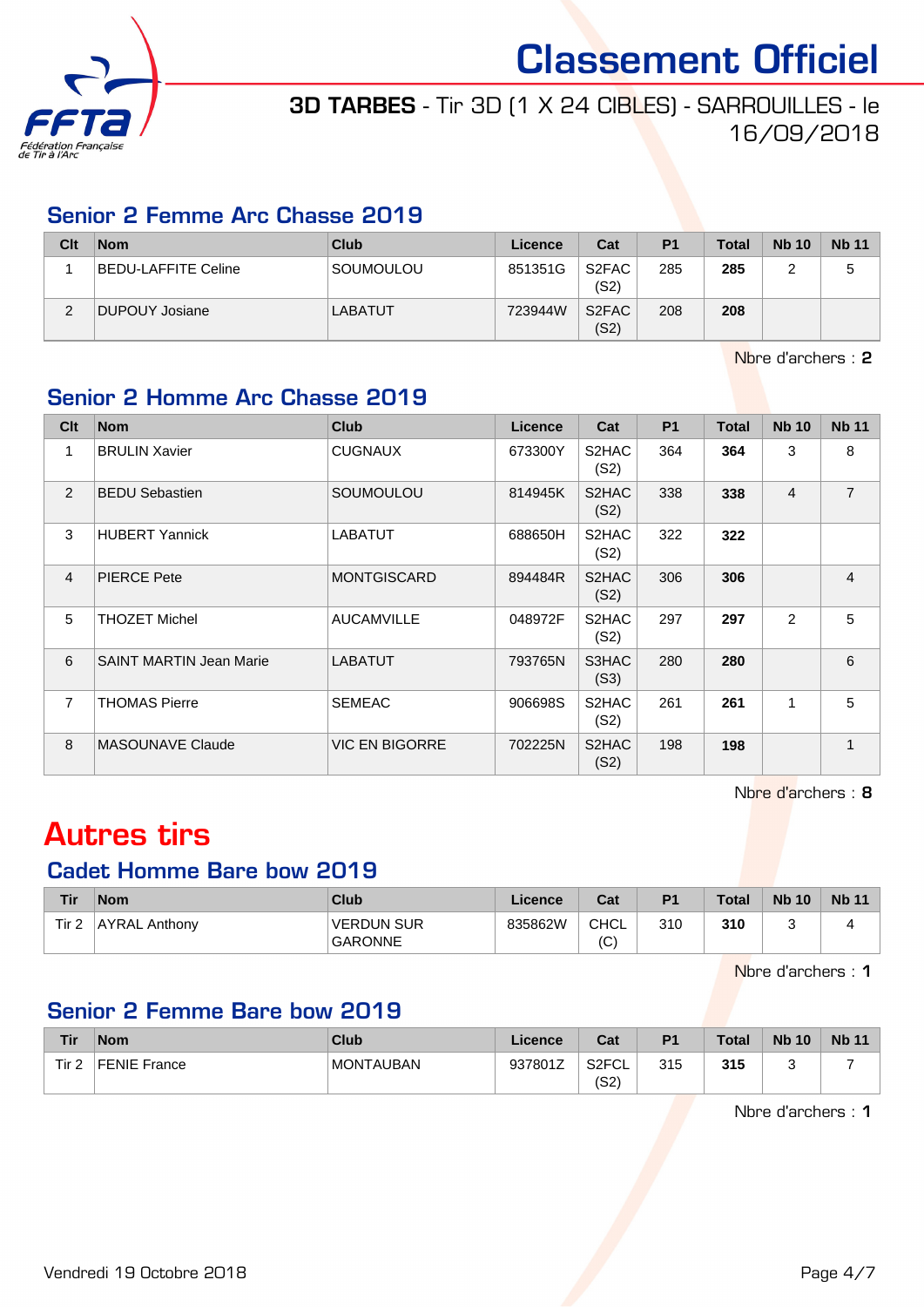# Classement Officiel

**3D TARBES** - Tir 3D (1 X 24 CIBLES) - SARROUILLES - le 16/09/2018

## Senior 2 Femme Arc Chasse 2019

| Clt | Nom | Club | Licence | Cat | P1 | Total | Nb 10 | Nb 11 |
|---|---|---|---|---|---|---|---|---|
| 1 | BEDU-LAFFITE Celine | SOUMOULOU | 851351G | S2FAC (S2) | 285 | **285** | 2 | 5 |
| 2 | DUPOUY Josiane | LABATUT | 723944W | S2FAC (S2) | 208 | **208** | | |

Nbre d'archers : **2**

## Senior 2 Homme Arc Chasse 2019

| Clt | Nom | Club | Licence | Cat | P1 | Total | Nb 10 | Nb 11 |
|---|---|---|---|---|---|---|---|---|
| 1 | BRULIN Xavier | CUGNAUX | 673300Y | S2HAC (S2) | 364 | **364** | 3 | 8 |
| 2 | BEDU Sebastien | SOUMOULOU | 814945K | S2HAC (S2) | 338 | **338** | 4 | 7 |
| 3 | HUBERT Yannick | LABATUT | 688650H | S2HAC (S2) | 322 | **322** | | |
| 4 | PIERCE Pete | MONTGISCARD | 894484R | S2HAC (S2) | 306 | **306** | | 4 |
| 5 | THOZET Michel | AUCAMVILLE | 048972F | S2HAC (S2) | 297 | **297** | 2 | 5 |
| 6 | SAINT MARTIN Jean Marie | LABATUT | 793765N | S3HAC (S3) | 280 | **280** | | 6 |
| 7 | THOMAS Pierre | SEMEAC | 906698S | S2HAC (S2) | 261 | **261** | 1 | 5 |
| 8 | MASOUNAVE Claude | VIC EN BIGORRE | 702225N | S2HAC (S2) | 198 | **198** | | 1 |

Nbre d'archers : **8**

# Autres tirs

## Cadet Homme Bare bow 2019

| Tir | Nom | Club | Licence | Cat | P1 | Total | Nb 10 | Nb 11 |
|---|---|---|---|---|---|---|---|---|
| Tir 2 | AYRAL Anthony | VERDUN SUR GARONNE | 835862W | CHCL (C) | 310 | **310** | 3 | 4 |

Nbre d'archers : **1**

## Senior 2 Femme Bare bow 2019

| Tir | Nom | Club | Licence | Cat | P1 | Total | Nb 10 | Nb 11 |
|---|---|---|---|---|---|---|---|---|
| Tir 2 | FENIE France | MONTAUBAN | 937801Z | S2FCL (S2) | 315 | **315** | 3 | 7 |

Nbre d'archers : **1**

Vendredi 19 Octobre 2018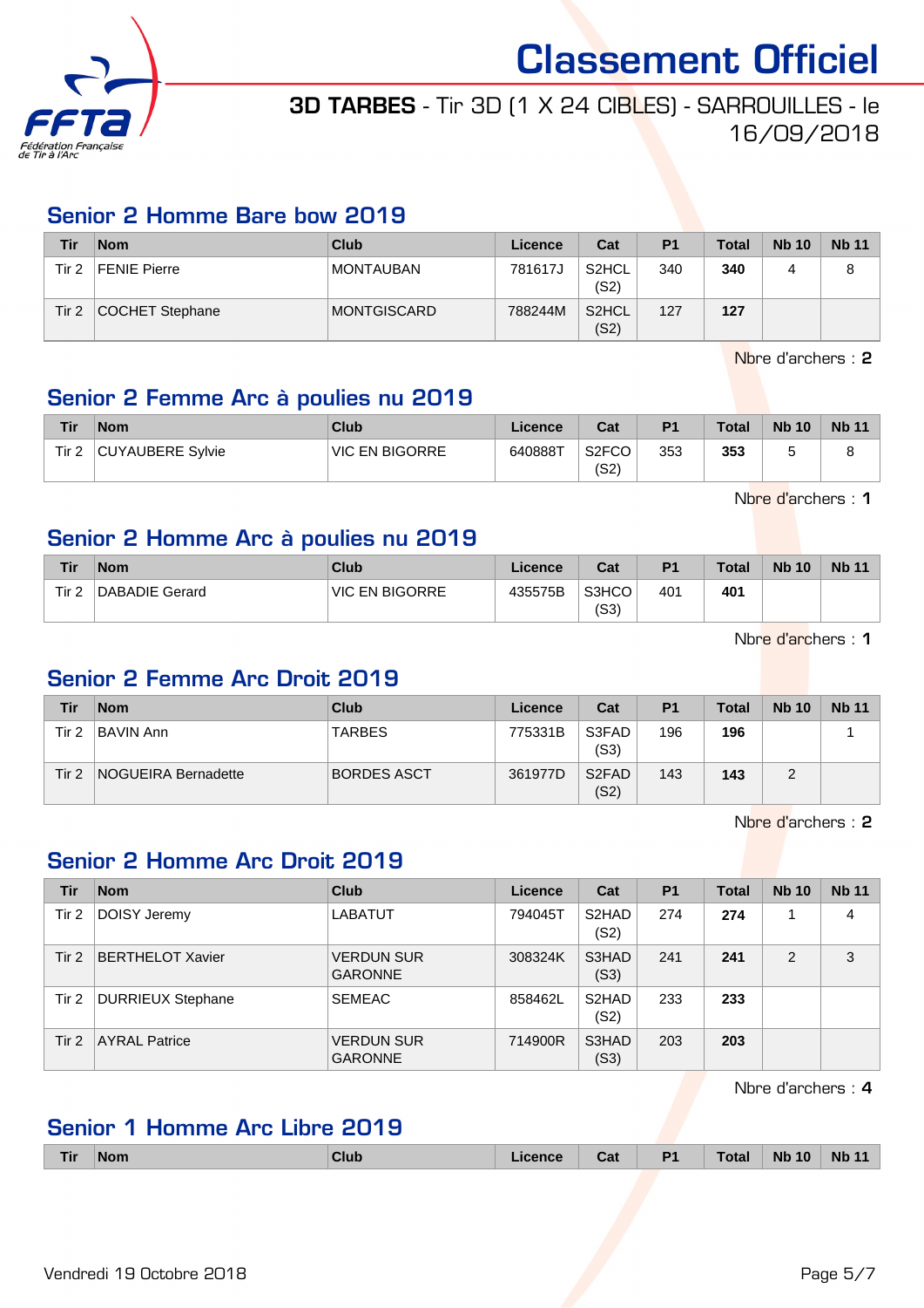# Classement Officiel

**3D TARBES** - Tir 3D (1 X 24 CIBLES) - SARROUILLES - le 16/09/2018

## Senior 2 Homme Bare bow 2019

| Tir | Nom | Club | Licence | Cat | P1 | Total | Nb 10 | Nb 11 |
|---|---|---|---|---|---|---|---|---|
| Tir 2 | FENIE Pierre | MONTAUBAN | 781617J | S2HCL (S2) | 340 | **340** | 4 | 8 |
| Tir 2 | COCHET Stephane | MONTGISCARD | 788244M | S2HCL (S2) | 127 | **127** | | |

Nbre d'archers : **2**

## Senior 2 Femme Arc à poulies nu 2019

| Tir | Nom | Club | Licence | Cat | P1 | Total | Nb 10 | Nb 11 |
|---|---|---|---|---|---|---|---|---|
| Tir 2 | CUYAUBERE Sylvie | VIC EN BIGORRE | 640888T | S2FCO (S2) | 353 | **353** | 5 | 8 |

Nbre d'archers : **1**

## Senior 2 Homme Arc à poulies nu 2019

| Tir | Nom | Club | Licence | Cat | P1 | Total | Nb 10 | Nb 11 |
|---|---|---|---|---|---|---|---|---|
| Tir 2 | DABADIE Gerard | VIC EN BIGORRE | 435575B | S3HCO (S3) | 401 | **401** | | |

Nbre d'archers : **1**

## Senior 2 Femme Arc Droit 2019

| Tir | Nom | Club | Licence | Cat | P1 | Total | Nb 10 | Nb 11 |
|---|---|---|---|---|---|---|---|---|
| Tir 2 | BAVIN Ann | TARBES | 775331B | S3FAD (S3) | 196 | **196** | | 1 |
| Tir 2 | NOGUEIRA Bernadette | BORDES ASCT | 361977D | S2FAD (S2) | 143 | **143** | 2 | |

Nbre d'archers : **2**

## Senior 2 Homme Arc Droit 2019

| Tir | Nom | Club | Licence | Cat | P1 | Total | Nb 10 | Nb 11 |
|---|---|---|---|---|---|---|---|---|
| Tir 2 | DOISY Jeremy | LABATUT | 794045T | S2HAD (S2) | 274 | **274** | 1 | 4 |
| Tir 2 | BERTHELOT Xavier | VERDUN SUR GARONNE | 308324K | S3HAD (S3) | 241 | **241** | 2 | 3 |
| Tir 2 | DURRIEUX Stephane | SEMEAC | 858462L | S2HAD (S2) | 233 | **233** | | |
| Tir 2 | AYRAL Patrice | VERDUN SUR GARONNE | 714900R | S3HAD (S3) | 203 | **203** | | |

Nbre d'archers : **4**

## Senior 1 Homme Arc Libre 2019

| Tir | Nom | Club | Licence | Cat | P1 | Total | Nb 10 | Nb 11 |
|---|---|---|---|---|---|---|---|---|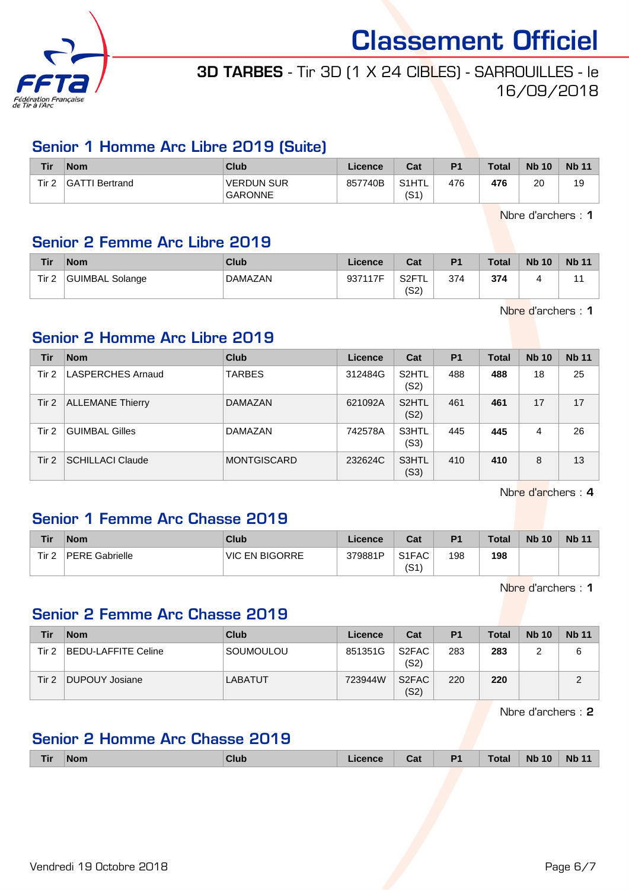# Classement Officiel

**3D TARBES** - Tir 3D (1 X 24 CIBLES) - SARROUILLES - le 16/09/2018

## Senior 1 Homme Arc Libre 2019 (Suite)

| Tir | Nom | Club | Licence | Cat | P1 | Total | Nb 10 | Nb 11 |
|---|---|---|---|---|---|---|---|---|
| Tir 2 | GATTI Bertrand | VERDUN SUR GARONNE | 857740B | S1HTL (S1) | 476 | **476** | 20 | 19 |

Nbre d'archers : **1**

## Senior 2 Femme Arc Libre 2019

| Tir | Nom | Club | Licence | Cat | P1 | Total | Nb 10 | Nb 11 |
|---|---|---|---|---|---|---|---|---|
| Tir 2 | GUIMBAL Solange | DAMAZAN | 937117F | S2FTL (S2) | 374 | **374** | 4 | 11 |

Nbre d'archers : **1**

## Senior 2 Homme Arc Libre 2019

| Tir | Nom | Club | Licence | Cat | P1 | Total | Nb 10 | Nb 11 |
|---|---|---|---|---|---|---|---|---|
| Tir 2 | LASPERCHES Arnaud | TARBES | 312484G | S2HTL (S2) | 488 | **488** | 18 | 25 |
| Tir 2 | ALLEMANE Thierry | DAMAZAN | 621092A | S2HTL (S2) | 461 | **461** | 17 | 17 |
| Tir 2 | GUIMBAL Gilles | DAMAZAN | 742578A | S3HTL (S3) | 445 | **445** | 4 | 26 |
| Tir 2 | SCHILLACI Claude | MONTGISCARD | 232624C | S3HTL (S3) | 410 | **410** | 8 | 13 |

Nbre d'archers : **4**

## Senior 1 Femme Arc Chasse 2019

| Tir | Nom | Club | Licence | Cat | P1 | Total | Nb 10 | Nb 11 |
|---|---|---|---|---|---|---|---|---|
| Tir 2 | PERE Gabrielle | VIC EN BIGORRE | 379881P | S1FAC (S1) | 198 | **198** | | |

Nbre d'archers : **1**

## Senior 2 Femme Arc Chasse 2019

| Tir | Nom | Club | Licence | Cat | P1 | Total | Nb 10 | Nb 11 |
|---|---|---|---|---|---|---|---|---|
| Tir 2 | BEDU-LAFFITE Celine | SOUMOULOU | 851351G | S2FAC (S2) | 283 | **283** | 2 | 6 |
| Tir 2 | DUPOUY Josiane | LABATUT | 723944W | S2FAC (S2) | 220 | **220** | | 2 |

Nbre d'archers : **2**

## Senior 2 Homme Arc Chasse 2019

| Tir | Nom | Club | Licence | Cat | P1 | Total | Nb 10 | Nb 11 |
|---|---|---|---|---|---|---|---|---|

Vendredi 19 Octobre 2018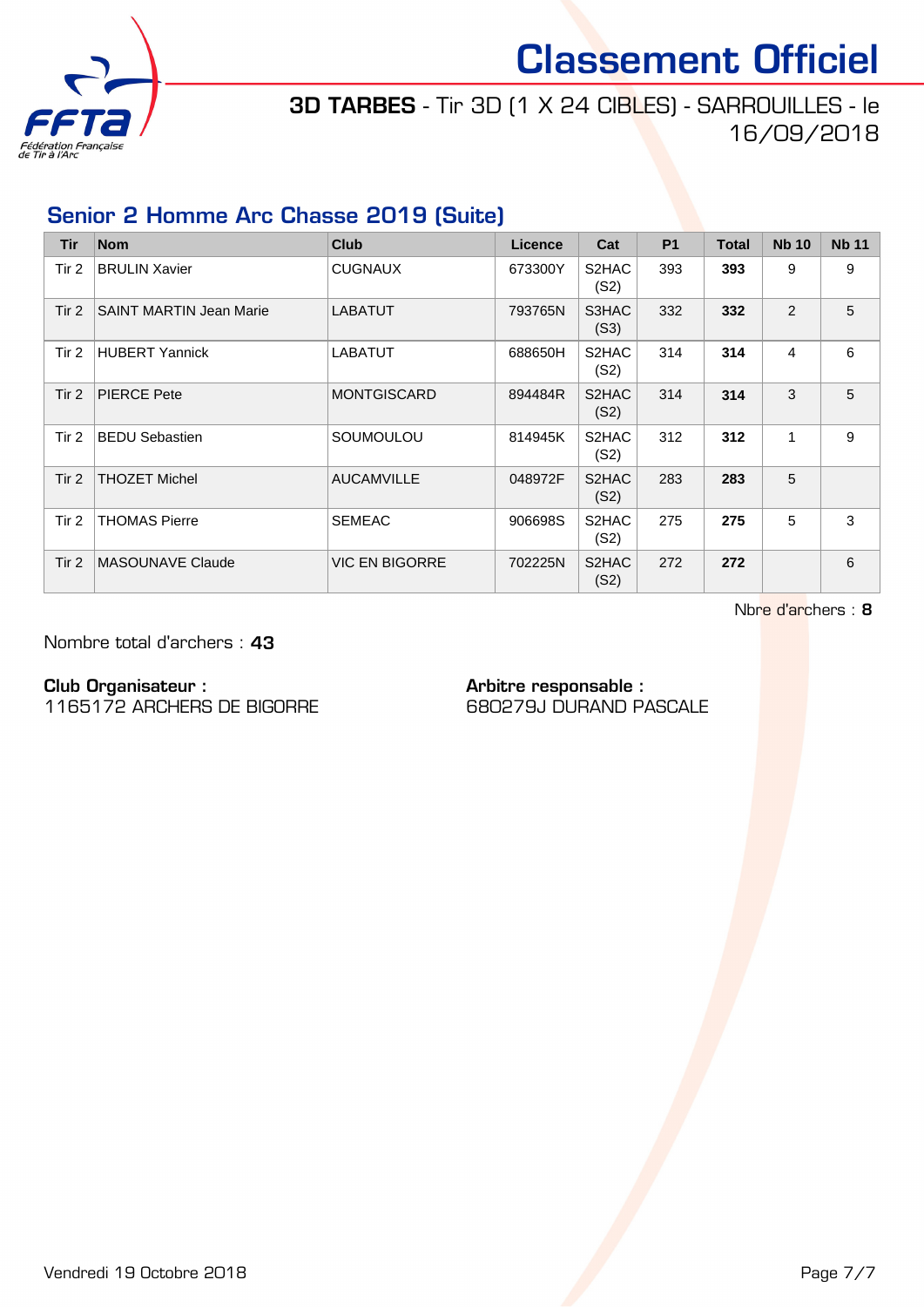# Classement Officiel

**3D TARBES** - Tir 3D (1 X 24 CIBLES) - SARROUILLES - le 16/09/2018

## Senior 2 Homme Arc Chasse 2019 (Suite)

| Tir | Nom | Club | Licence | Cat | P1 | Total | Nb 10 | Nb 11 |
|---|---|---|---|---|---|---|---|---|
| Tir 2 | BRULIN Xavier | CUGNAUX | 673300Y | S2HAC (S2) | 393 | **393** | 9 | 9 |
| Tir 2 | SAINT MARTIN Jean Marie | LABATUT | 793765N | S3HAC (S3) | 332 | **332** | 2 | 5 |
| Tir 2 | HUBERT Yannick | LABATUT | 688650H | S2HAC (S2) | 314 | **314** | 4 | 6 |
| Tir 2 | PIERCE Pete | MONTGISCARD | 894484R | S2HAC (S2) | 314 | **314** | 3 | 5 |
| Tir 2 | BEDU Sebastien | SOUMOULOU | 814945K | S2HAC (S2) | 312 | **312** | 1 | 9 |
| Tir 2 | THOZET Michel | AUCAMVILLE | 048972F | S2HAC (S2) | 283 | **283** | 5 | |
| Tir 2 | THOMAS Pierre | SEMEAC | 906698S | S2HAC (S2) | 275 | **275** | 5 | 3 |
| Tir 2 | MASOUNAVE Claude | VIC EN BIGORRE | 702225N | S2HAC (S2) | 272 | **272** | | 6 |

Nbre d'archers : **8**

Nombre total d'archers : **43**

**Club Organisateur :**
1165172 ARCHERS DE BIGORRE

**Arbitre responsable :**
680279J DURAND PASCALE

Vendredi 19 Octobre 2018